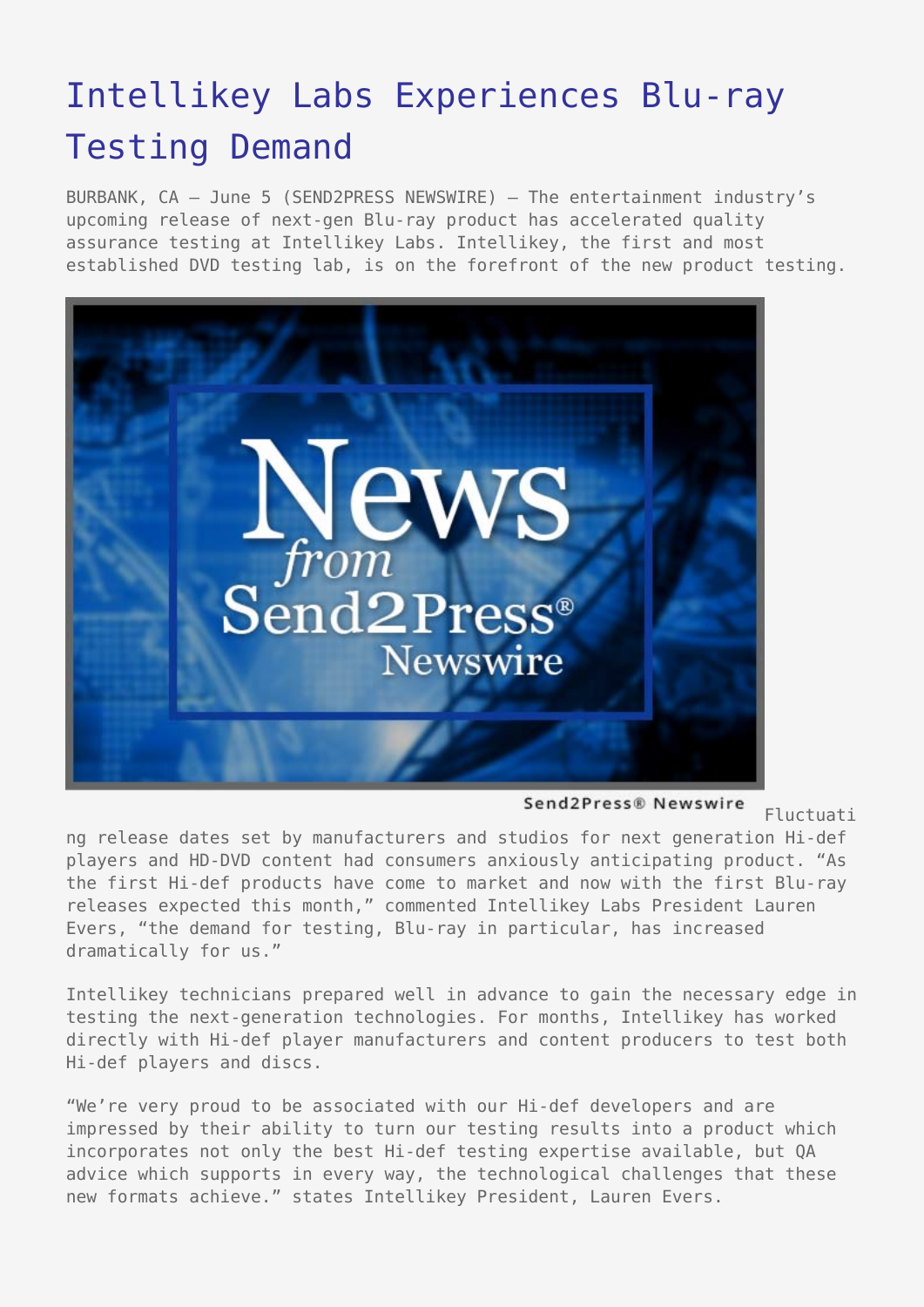# Intellikey Labs Experiences Blu-ray Testing Demand

BURBANK, CA – June 5 (SEND2PRESS NEWSWIRE) — The entertainment industry's upcoming release of next-gen Blu-ray product has accelerated quality assurance testing at Intellikey Labs. Intellikey, the first and most established DVD testing lab, is on the forefront of the new product testing.

Fluctuating release dates set by manufacturers and studios for next generation Hi-def players and HD-DVD content had consumers anxiously anticipating product. "As the first Hi-def products have come to market and now with the first Blu-ray releases expected this month," commented Intellikey Labs President Lauren Evers, "the demand for testing, Blu-ray in particular, has increased dramatically for us."

Intellikey technicians prepared well in advance to gain the necessary edge in testing the next-generation technologies. For months, Intellikey has worked directly with Hi-def player manufacturers and content producers to test both Hi-def players and discs.

"We're very proud to be associated with our Hi-def developers and are impressed by their ability to turn our testing results into a product which incorporates not only the best Hi-def testing expertise available, but QA advice which supports in every way, the technological challenges that these new formats achieve." states Intellikey President, Lauren Evers.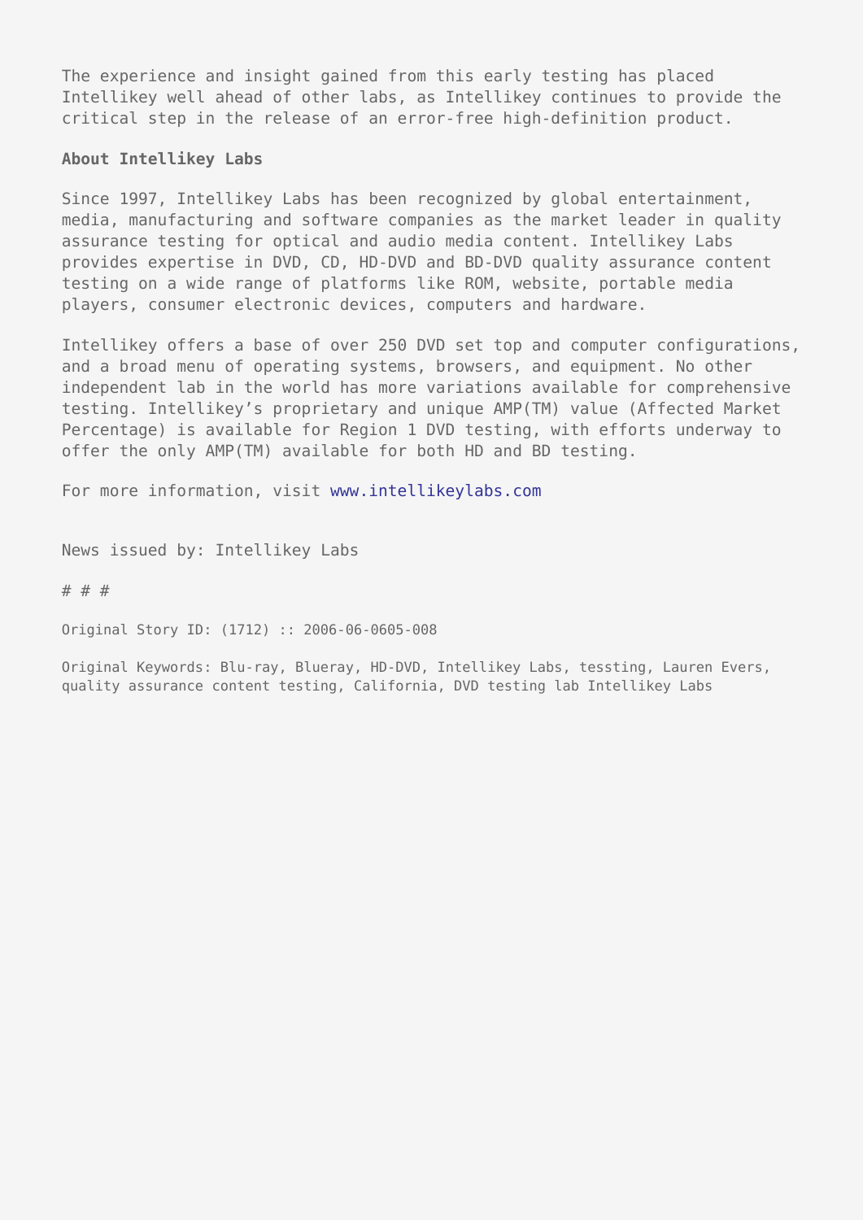The experience and insight gained from this early testing has placed Intellikey well ahead of other labs, as Intellikey continues to provide the critical step in the release of an error-free high-definition product.

**About Intellikey Labs**

Since 1997, Intellikey Labs has been recognized by global entertainment, media, manufacturing and software companies as the market leader in quality assurance testing for optical and audio media content. Intellikey Labs provides expertise in DVD, CD, HD-DVD and BD-DVD quality assurance content testing on a wide range of platforms like ROM, website, portable media players, consumer electronic devices, computers and hardware.

Intellikey offers a base of over 250 DVD set top and computer configurations, and a broad menu of operating systems, browsers, and equipment. No other independent lab in the world has more variations available for comprehensive testing. Intellikey's proprietary and unique AMP(TM) value (Affected Market Percentage) is available for Region 1 DVD testing, with efforts underway to offer the only AMP(TM) available for both HD and BD testing.

For more information, visit www.intellikeylabs.com

News issued by: Intellikey Labs

# # #

Original Story ID: (1712) :: 2006-06-0605-008

Original Keywords: Blu-ray, Blueray, HD-DVD, Intellikey Labs, tessting, Lauren Evers, quality assurance content testing, California, DVD testing lab Intellikey Labs